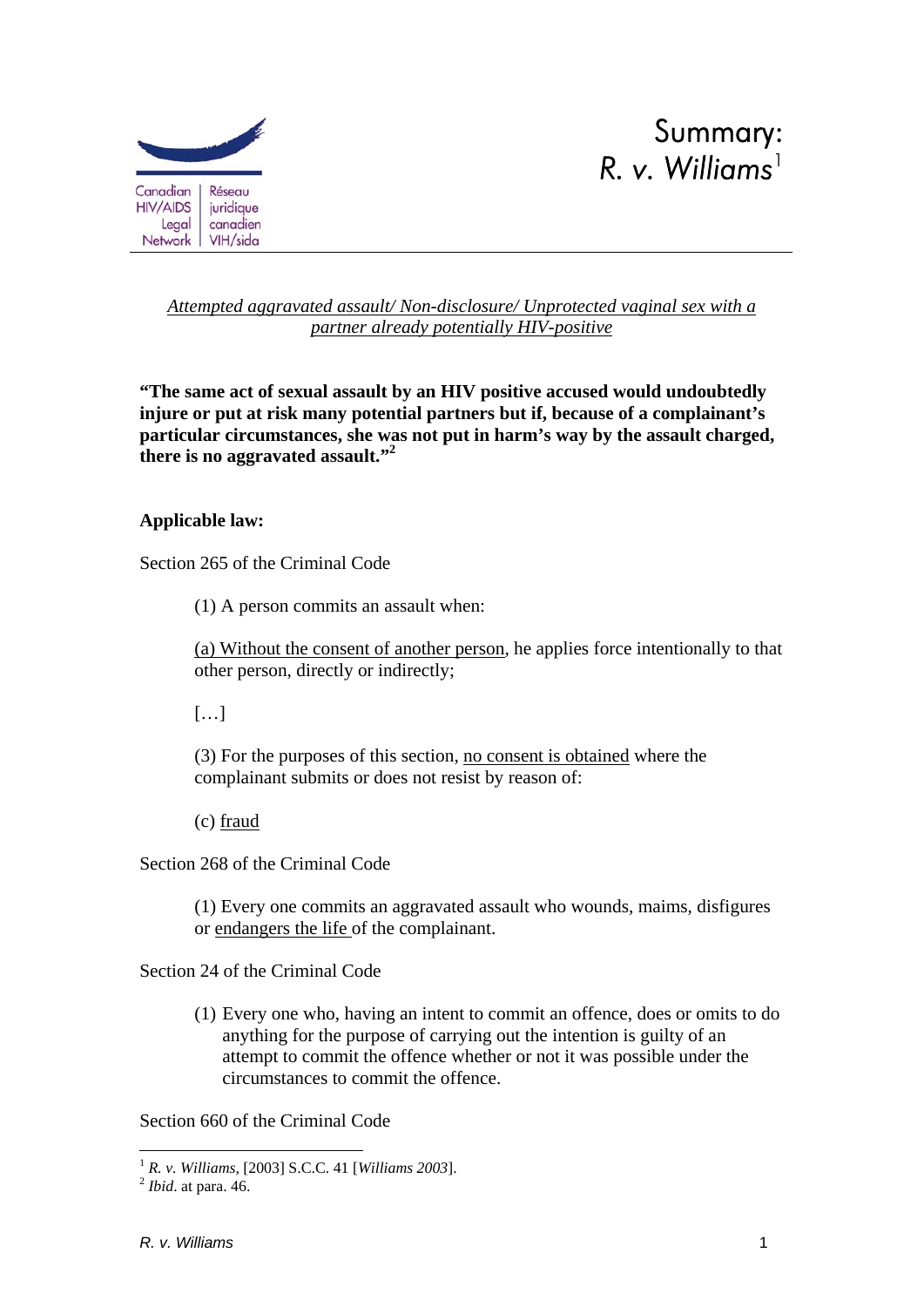Canadian HIV/AIDS Legal Network | Réseau juridique canadien VIH/sida

# Summary: *R. v. Williams*[1]

*Attempted aggravated assault/ Non-disclosure/ Unprotected vaginal sex with a partner already potentially HIV-positive*

**"The same act of sexual assault by an HIV positive accused would undoubtedly injure or put at risk many potential partners but if, because of a complainant's particular circumstances, she was not put in harm's way by the assault charged, there is no aggravated assault."[2]**

**Applicable law:**

Section 265 of the Criminal Code

> (1) A person commits an assault when:
>
> (a) Without the consent of another person, he applies force intentionally to that other person, directly or indirectly;
>
> […]
>
> (3) For the purposes of this section, no consent is obtained where the complainant submits or does not resist by reason of:
>
> (c) fraud

Section 268 of the Criminal Code

> (1) Every one commits an aggravated assault who wounds, maims, disfigures or endangers the life of the complainant.

Section 24 of the Criminal Code

> (1) Every one who, having an intent to commit an offence, does or omits to do anything for the purpose of carrying out the intention is guilty of an attempt to commit the offence whether or not it was possible under the circumstances to commit the offence.

Section 660 of the Criminal Code

---

[1] *R. v. Williams*, [2003] S.C.C. 41 [*Williams 2003*].

[2] *Ibid*. at para. 46.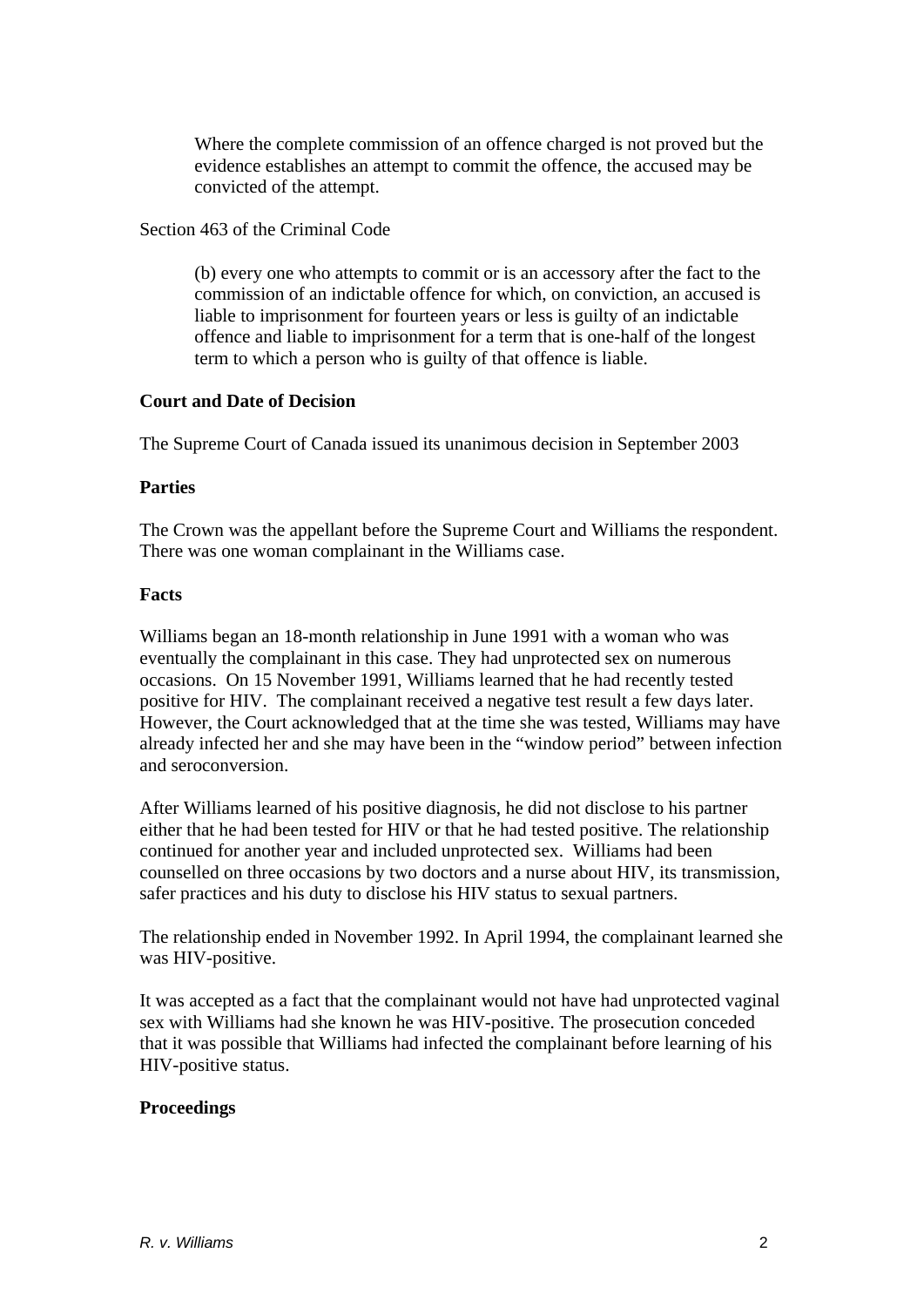> Where the complete commission of an offence charged is not proved but the evidence establishes an attempt to commit the offence, the accused may be convicted of the attempt.

Section 463 of the Criminal Code

> (b) every one who attempts to commit or is an accessory after the fact to the commission of an indictable offence for which, on conviction, an accused is liable to imprisonment for fourteen years or less is guilty of an indictable offence and liable to imprisonment for a term that is one-half of the longest term to which a person who is guilty of that offence is liable.

**Court and Date of Decision**

The Supreme Court of Canada issued its unanimous decision in September 2003

**Parties**

The Crown was the appellant before the Supreme Court and Williams the respondent. There was one woman complainant in the Williams case.

**Facts**

Williams began an 18-month relationship in June 1991 with a woman who was eventually the complainant in this case. They had unprotected sex on numerous occasions. On 15 November 1991, Williams learned that he had recently tested positive for HIV. The complainant received a negative test result a few days later. However, the Court acknowledged that at the time she was tested, Williams may have already infected her and she may have been in the "window period" between infection and seroconversion.

After Williams learned of his positive diagnosis, he did not disclose to his partner either that he had been tested for HIV or that he had tested positive. The relationship continued for another year and included unprotected sex. Williams had been counselled on three occasions by two doctors and a nurse about HIV, its transmission, safer practices and his duty to disclose his HIV status to sexual partners.

The relationship ended in November 1992. In April 1994, the complainant learned she was HIV-positive.

It was accepted as a fact that the complainant would not have had unprotected vaginal sex with Williams had she known he was HIV-positive. The prosecution conceded that it was possible that Williams had infected the complainant before learning of his HIV-positive status.

**Proceedings**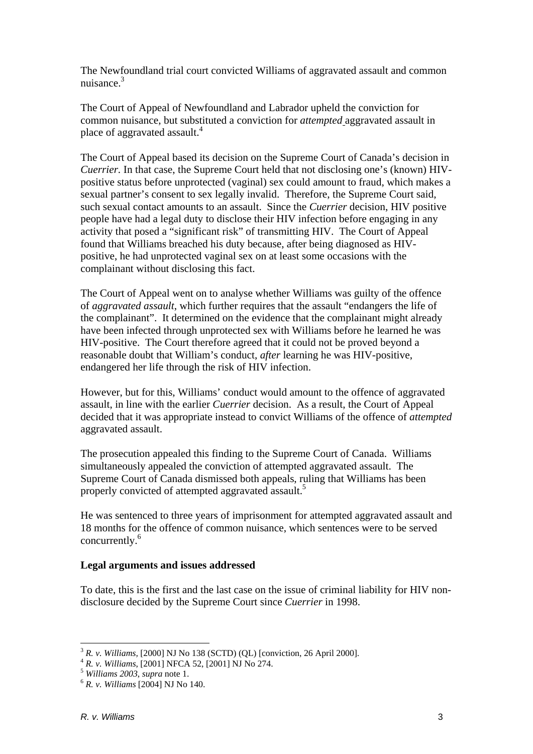The Newfoundland trial court convicted Williams of aggravated assault and common nuisance.[3]

The Court of Appeal of Newfoundland and Labrador upheld the conviction for common nuisance, but substituted a conviction for *attempted* aggravated assault in place of aggravated assault.[4]

The Court of Appeal based its decision on the Supreme Court of Canada's decision in *Cuerrier*. In that case, the Supreme Court held that not disclosing one's (known) HIV-positive status before unprotected (vaginal) sex could amount to fraud, which makes a sexual partner's consent to sex legally invalid. Therefore, the Supreme Court said, such sexual contact amounts to an assault. Since the *Cuerrier* decision, HIV positive people have had a legal duty to disclose their HIV infection before engaging in any activity that posed a "significant risk" of transmitting HIV. The Court of Appeal found that Williams breached his duty because, after being diagnosed as HIV-positive, he had unprotected vaginal sex on at least some occasions with the complainant without disclosing this fact.

The Court of Appeal went on to analyse whether Williams was guilty of the offence of *aggravated assault*, which further requires that the assault "endangers the life of the complainant". It determined on the evidence that the complainant might already have been infected through unprotected sex with Williams before he learned he was HIV-positive. The Court therefore agreed that it could not be proved beyond a reasonable doubt that William's conduct, *after* learning he was HIV-positive, endangered her life through the risk of HIV infection.

However, but for this, Williams' conduct would amount to the offence of aggravated assault, in line with the earlier *Cuerrier* decision. As a result, the Court of Appeal decided that it was appropriate instead to convict Williams of the offence of *attempted* aggravated assault.

The prosecution appealed this finding to the Supreme Court of Canada. Williams simultaneously appealed the conviction of attempted aggravated assault. The Supreme Court of Canada dismissed both appeals, ruling that Williams has been properly convicted of attempted aggravated assault.[5]

He was sentenced to three years of imprisonment for attempted aggravated assault and 18 months for the offence of common nuisance, which sentences were to be served concurrently.[6]

**Legal arguments and issues addressed**

To date, this is the first and the last case on the issue of criminal liability for HIV non-disclosure decided by the Supreme Court since *Cuerrier* in 1998.

---

[3] *R. v. Williams,* [2000] NJ No 138 (SCTD) (QL) [conviction, 26 April 2000].
[4] *R. v. Williams,* [2001] NFCA 52, [2001] NJ No 274.
[5] *Williams 2003, supra* note 1.
[6] *R. v. Williams* [2004] NJ No 140.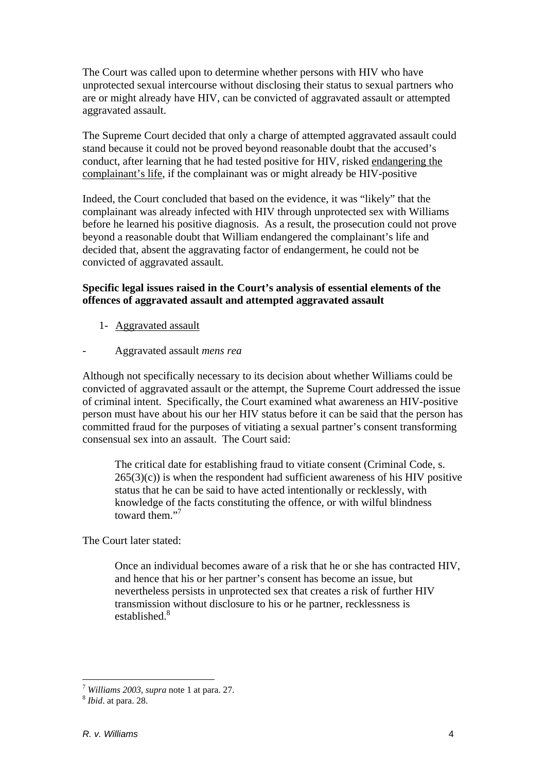The Court was called upon to determine whether persons with HIV who have unprotected sexual intercourse without disclosing their status to sexual partners who are or might already have HIV, can be convicted of aggravated assault or attempted aggravated assault.

The Supreme Court decided that only a charge of attempted aggravated assault could stand because it could not be proved beyond reasonable doubt that the accused's conduct, after learning that he had tested positive for HIV, risked endangering the complainant's life, if the complainant was or might already be HIV-positive

Indeed, the Court concluded that based on the evidence, it was "likely" that the complainant was already infected with HIV through unprotected sex with Williams before he learned his positive diagnosis. As a result, the prosecution could not prove beyond a reasonable doubt that William endangered the complainant's life and decided that, absent the aggravating factor of endangerment, he could not be convicted of aggravated assault.

**Specific legal issues raised in the Court's analysis of essential elements of the offences of aggravated assault and attempted aggravated assault**

1- Aggravated assault

- Aggravated assault *mens rea*

Although not specifically necessary to its decision about whether Williams could be convicted of aggravated assault or the attempt, the Supreme Court addressed the issue of criminal intent. Specifically, the Court examined what awareness an HIV-positive person must have about his our her HIV status before it can be said that the person has committed fraud for the purposes of vitiating a sexual partner's consent transforming consensual sex into an assault. The Court said:

> The critical date for establishing fraud to vitiate consent (Criminal Code, s. 265(3)(c)) is when the respondent had sufficient awareness of his HIV positive status that he can be said to have acted intentionally or recklessly, with knowledge of the facts constituting the offence, or with wilful blindness toward them."[7]

The Court later stated:

> Once an individual becomes aware of a risk that he or she has contracted HIV, and hence that his or her partner's consent has become an issue, but nevertheless persists in unprotected sex that creates a risk of further HIV transmission without disclosure to his or he partner, recklessness is established.[8]

[7] *Williams 2003*, *supra* note 1 at para. 27.

[8] *Ibid*. at para. 28.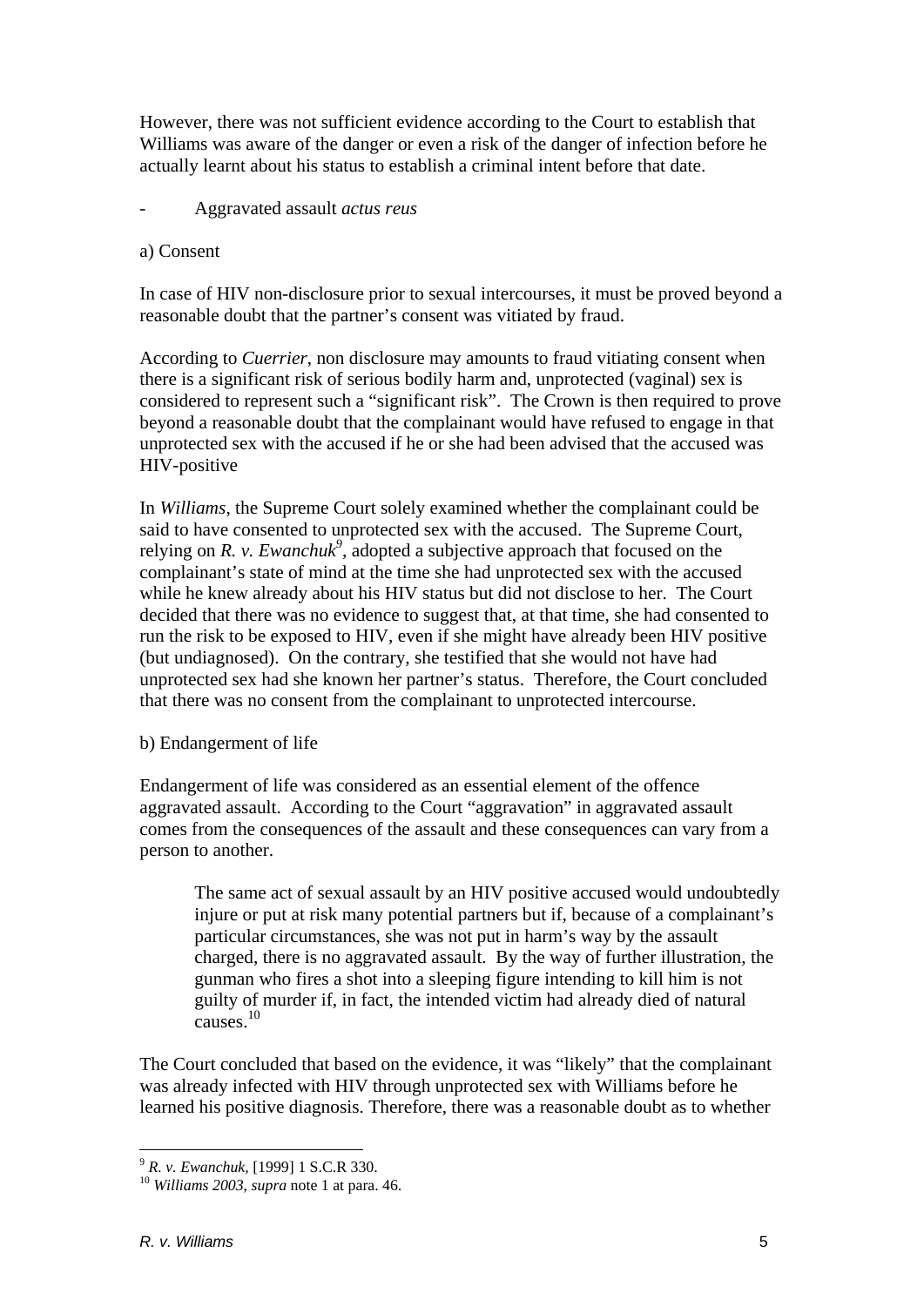However, there was not sufficient evidence according to the Court to establish that Williams was aware of the danger or even a risk of the danger of infection before he actually learnt about his status to establish a criminal intent before that date.

- Aggravated assault *actus reus*

a) Consent

In case of HIV non-disclosure prior to sexual intercourses, it must be proved beyond a reasonable doubt that the partner's consent was vitiated by fraud.

According to *Cuerrier*, non disclosure may amounts to fraud vitiating consent when there is a significant risk of serious bodily harm and, unprotected (vaginal) sex is considered to represent such a "significant risk". The Crown is then required to prove beyond a reasonable doubt that the complainant would have refused to engage in that unprotected sex with the accused if he or she had been advised that the accused was HIV-positive

In *Williams*, the Supreme Court solely examined whether the complainant could be said to have consented to unprotected sex with the accused. The Supreme Court, relying on *R. v. Ewanchuk*[9], adopted a subjective approach that focused on the complainant's state of mind at the time she had unprotected sex with the accused while he knew already about his HIV status but did not disclose to her. The Court decided that there was no evidence to suggest that, at that time, she had consented to run the risk to be exposed to HIV, even if she might have already been HIV positive (but undiagnosed). On the contrary, she testified that she would not have had unprotected sex had she known her partner's status. Therefore, the Court concluded that there was no consent from the complainant to unprotected intercourse.

b) Endangerment of life

Endangerment of life was considered as an essential element of the offence aggravated assault. According to the Court "aggravation" in aggravated assault comes from the consequences of the assault and these consequences can vary from a person to another.

> The same act of sexual assault by an HIV positive accused would undoubtedly injure or put at risk many potential partners but if, because of a complainant's particular circumstances, she was not put in harm's way by the assault charged, there is no aggravated assault. By the way of further illustration, the gunman who fires a shot into a sleeping figure intending to kill him is not guilty of murder if, in fact, the intended victim had already died of natural causes.[10]

The Court concluded that based on the evidence, it was "likely" that the complainant was already infected with HIV through unprotected sex with Williams before he learned his positive diagnosis. Therefore, there was a reasonable doubt as to whether

---

[9] *R. v. Ewanchuk*, [1999] 1 S.C.R 330.

[10] *Williams 2003*, *supra* note 1 at para. 46.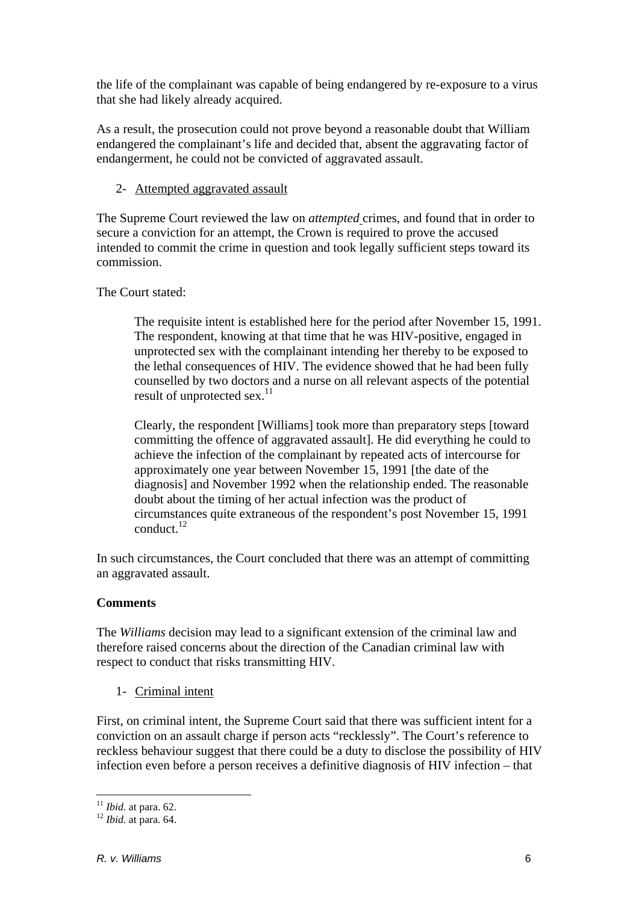the life of the complainant was capable of being endangered by re-exposure to a virus that she had likely already acquired.

As a result, the prosecution could not prove beyond a reasonable doubt that William endangered the complainant's life and decided that, absent the aggravating factor of endangerment, he could not be convicted of aggravated assault.

2- <u>Attempted aggravated assault</u>

The Supreme Court reviewed the law on *attempted* crimes, and found that in order to secure a conviction for an attempt, the Crown is required to prove the accused intended to commit the crime in question and took legally sufficient steps toward its commission.

The Court stated:

> The requisite intent is established here for the period after November 15, 1991. The respondent, knowing at that time that he was HIV-positive, engaged in unprotected sex with the complainant intending her thereby to be exposed to the lethal consequences of HIV. The evidence showed that he had been fully counselled by two doctors and a nurse on all relevant aspects of the potential result of unprotected sex.[11]
>
> Clearly, the respondent [Williams] took more than preparatory steps [toward committing the offence of aggravated assault]. He did everything he could to achieve the infection of the complainant by repeated acts of intercourse for approximately one year between November 15, 1991 [the date of the diagnosis] and November 1992 when the relationship ended. The reasonable doubt about the timing of her actual infection was the product of circumstances quite extraneous of the respondent's post November 15, 1991 conduct.[12]

In such circumstances, the Court concluded that there was an attempt of committing an aggravated assault.

**Comments**

The *Williams* decision may lead to a significant extension of the criminal law and therefore raised concerns about the direction of the Canadian criminal law with respect to conduct that risks transmitting HIV.

1- <u>Criminal intent</u>

First, on criminal intent, the Supreme Court said that there was sufficient intent for a conviction on an assault charge if person acts "recklessly". The Court's reference to reckless behaviour suggest that there could be a duty to disclose the possibility of HIV infection even before a person receives a definitive diagnosis of HIV infection – that

---

[11] *Ibid.* at para. 62.

[12] *Ibid.* at para. 64.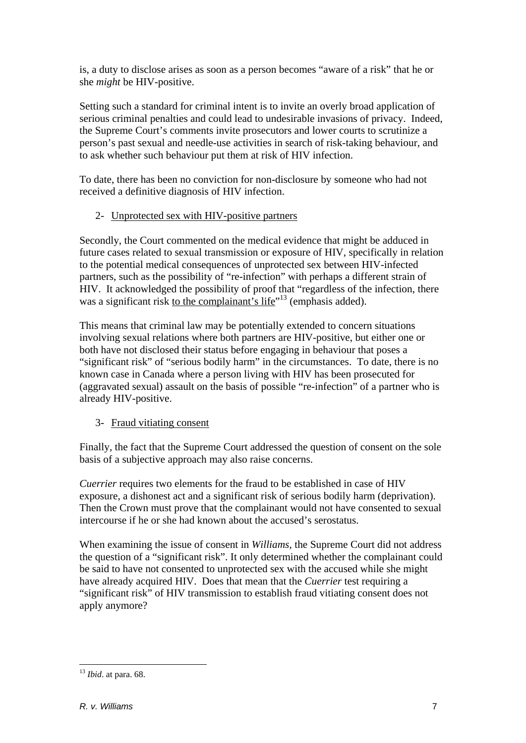is, a duty to disclose arises as soon as a person becomes "aware of a risk" that he or she *might* be HIV-positive.

Setting such a standard for criminal intent is to invite an overly broad application of serious criminal penalties and could lead to undesirable invasions of privacy. Indeed, the Supreme Court's comments invite prosecutors and lower courts to scrutinize a person's past sexual and needle-use activities in search of risk-taking behaviour, and to ask whether such behaviour put them at risk of HIV infection.

To date, there has been no conviction for non-disclosure by someone who had not received a definitive diagnosis of HIV infection.

2- Unprotected sex with HIV-positive partners

Secondly, the Court commented on the medical evidence that might be adduced in future cases related to sexual transmission or exposure of HIV, specifically in relation to the potential medical consequences of unprotected sex between HIV-infected partners, such as the possibility of "re-infection" with perhaps a different strain of HIV. It acknowledged the possibility of proof that "regardless of the infection, there was a significant risk to the complainant's life"[13] (emphasis added).

This means that criminal law may be potentially extended to concern situations involving sexual relations where both partners are HIV-positive, but either one or both have not disclosed their status before engaging in behaviour that poses a "significant risk" of "serious bodily harm" in the circumstances. To date, there is no known case in Canada where a person living with HIV has been prosecuted for (aggravated sexual) assault on the basis of possible "re-infection" of a partner who is already HIV-positive.

3- Fraud vitiating consent

Finally, the fact that the Supreme Court addressed the question of consent on the sole basis of a subjective approach may also raise concerns.

*Cuerrier* requires two elements for the fraud to be established in case of HIV exposure, a dishonest act and a significant risk of serious bodily harm (deprivation). Then the Crown must prove that the complainant would not have consented to sexual intercourse if he or she had known about the accused's serostatus.

When examining the issue of consent in *Williams*, the Supreme Court did not address the question of a "significant risk". It only determined whether the complainant could be said to have not consented to unprotected sex with the accused while she might have already acquired HIV. Does that mean that the *Cuerrier* test requiring a "significant risk" of HIV transmission to establish fraud vitiating consent does not apply anymore?

---

[13] *Ibid*. at para. 68.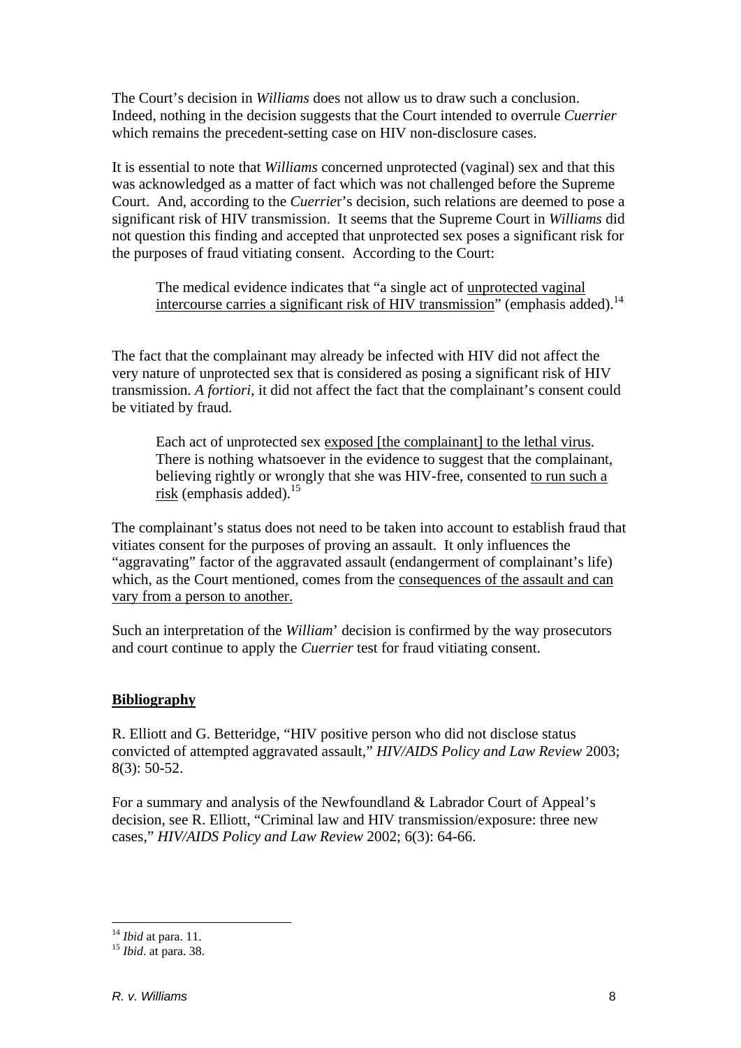The Court's decision in *Williams* does not allow us to draw such a conclusion. Indeed, nothing in the decision suggests that the Court intended to overrule *Cuerrier* which remains the precedent-setting case on HIV non-disclosure cases.

It is essential to note that *Williams* concerned unprotected (vaginal) sex and that this was acknowledged as a matter of fact which was not challenged before the Supreme Court. And, according to the *Cuerrie*r's decision, such relations are deemed to pose a significant risk of HIV transmission. It seems that the Supreme Court in *Williams* did not question this finding and accepted that unprotected sex poses a significant risk for the purposes of fraud vitiating consent. According to the Court:

> The medical evidence indicates that "a single act of <u>unprotected vaginal intercourse carries a significant risk of HIV transmission</u>" (emphasis added).[14]

The fact that the complainant may already be infected with HIV did not affect the very nature of unprotected sex that is considered as posing a significant risk of HIV transmission. *A fortiori*, it did not affect the fact that the complainant's consent could be vitiated by fraud.

> Each act of unprotected sex <u>exposed [the complainant] to the lethal virus</u>. There is nothing whatsoever in the evidence to suggest that the complainant, believing rightly or wrongly that she was HIV-free, consented <u>to run such a risk</u> (emphasis added).[15]

The complainant's status does not need to be taken into account to establish fraud that vitiates consent for the purposes of proving an assault. It only influences the "aggravating" factor of the aggravated assault (endangerment of complainant's life) which, as the Court mentioned, comes from the <u>consequences of the assault and can vary from a person to another.</u>

Such an interpretation of the *William*' decision is confirmed by the way prosecutors and court continue to apply the *Cuerrier* test for fraud vitiating consent.

## **<u>Bibliography</u>**

R. Elliott and G. Betteridge, "HIV positive person who did not disclose status convicted of attempted aggravated assault," *HIV/AIDS Policy and Law Review* 2003; 8(3): 50-52.

For a summary and analysis of the Newfoundland & Labrador Court of Appeal's decision, see R. Elliott, "Criminal law and HIV transmission/exposure: three new cases," *HIV/AIDS Policy and Law Review* 2002; 6(3): 64-66.

---

[14] *Ibid* at para. 11.

[15] *Ibid*. at para. 38.